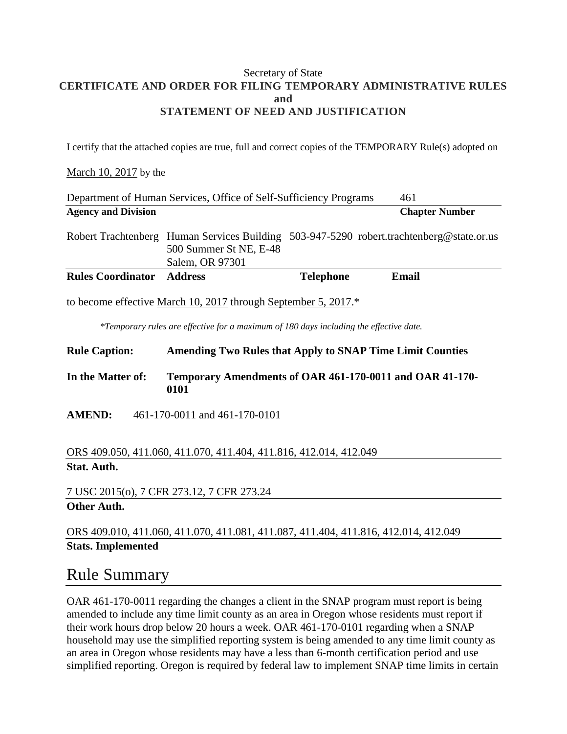Secretary of State

**CERTIFICATE AND ORDER FOR FILING TEMPORARY ADMINISTRATIVE RULES**
**and**
**STATEMENT OF NEED AND JUSTIFICATION**

I certify that the attached copies are true, full and correct copies of the TEMPORARY Rule(s) adopted on

March 10, 2017 by the

| Department of Human Services, Office of Self-Sufficiency Programs | 461 |
|---|---|
| **Agency and Division** | **Chapter Number** |

| Robert Trachtenberg | Human Services Building 500 Summer St NE, E-48 Salem, OR 97301 | 503-947-5290 | robert.trachtenberg@state.or.us |
|---|---|---|---|
| **Rules Coordinator** | **Address** | **Telephone** | **Email** |

to become effective March 10, 2017 through September 5, 2017.*

*\*Temporary rules are effective for a maximum of 180 days including the effective date.*

**Rule Caption:** **Amending Two Rules that Apply to SNAP Time Limit Counties**

**In the Matter of:** **Temporary Amendments of OAR 461-170-0011 and OAR 41-170-0101**

**AMEND:** 461-170-0011 and 461-170-0101

ORS 409.050, 411.060, 411.070, 411.404, 411.816, 412.014, 412.049
**Stat. Auth.**

7 USC 2015(o), 7 CFR 273.12, 7 CFR 273.24
**Other Auth.**

ORS 409.010, 411.060, 411.070, 411.081, 411.087, 411.404, 411.816, 412.014, 412.049
**Stats. Implemented**

# Rule Summary

OAR 461-170-0011 regarding the changes a client in the SNAP program must report is being amended to include any time limit county as an area in Oregon whose residents must report if their work hours drop below 20 hours a week. OAR 461-170-0101 regarding when a SNAP household may use the simplified reporting system is being amended to any time limit county as an area in Oregon whose residents may have a less than 6-month certification period and use simplified reporting. Oregon is required by federal law to implement SNAP time limits in certain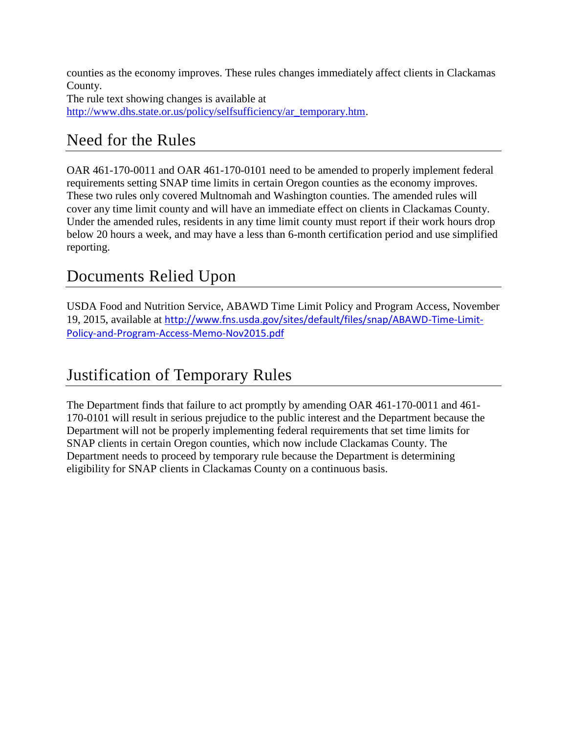counties as the economy improves. These rules changes immediately affect clients in Clackamas County.
The rule text showing changes is available at http://www.dhs.state.or.us/policy/selfsufficiency/ar_temporary.htm.

## Need for the Rules

OAR 461-170-0011 and OAR 461-170-0101 need to be amended to properly implement federal requirements setting SNAP time limits in certain Oregon counties as the economy improves. These two rules only covered Multnomah and Washington counties. The amended rules will cover any time limit county and will have an immediate effect on clients in Clackamas County. Under the amended rules, residents in any time limit county must report if their work hours drop below 20 hours a week, and may have a less than 6-month certification period and use simplified reporting.

## Documents Relied Upon

USDA Food and Nutrition Service, ABAWD Time Limit Policy and Program Access, November 19, 2015, available at http://www.fns.usda.gov/sites/default/files/snap/ABAWD-Time-Limit-Policy-and-Program-Access-Memo-Nov2015.pdf

## Justification of Temporary Rules

The Department finds that failure to act promptly by amending OAR 461-170-0011 and 461-170-0101 will result in serious prejudice to the public interest and the Department because the Department will not be properly implementing federal requirements that set time limits for SNAP clients in certain Oregon counties, which now include Clackamas County. The Department needs to proceed by temporary rule because the Department is determining eligibility for SNAP clients in Clackamas County on a continuous basis.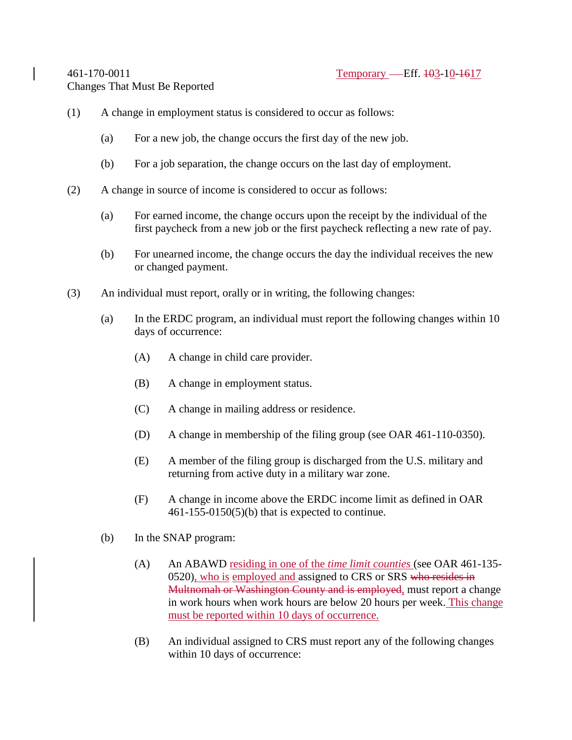461-170-0011 Temporary —Eff. ~~10~~3-10-~~16~~17
Changes That Must Be Reported

(1) A change in employment status is considered to occur as follows:

(a) For a new job, the change occurs the first day of the new job.

(b) For a job separation, the change occurs on the last day of employment.

(2) A change in source of income is considered to occur as follows:

(a) For earned income, the change occurs upon the receipt by the individual of the first paycheck from a new job or the first paycheck reflecting a new rate of pay.

(b) For unearned income, the change occurs the day the individual receives the new or changed payment.

(3) An individual must report, orally or in writing, the following changes:

(a) In the ERDC program, an individual must report the following changes within 10 days of occurrence:

(A) A change in child care provider.

(B) A change in employment status.

(C) A change in mailing address or residence.

(D) A change in membership of the filing group (see OAR 461-110-0350).

(E) A member of the filing group is discharged from the U.S. military and returning from active duty in a military war zone.

(F) A change in income above the ERDC income limit as defined in OAR 461-155-0150(5)(b) that is expected to continue.

(b) In the SNAP program:

(A) An ABAWD residing in one of the *time limit counties* (see OAR 461-135-0520), who is employed and assigned to CRS or SRS ~~who resides in Multnomah or Washington County and is employed,~~ must report a change in work hours when work hours are below 20 hours per week. This change must be reported within 10 days of occurrence.

(B) An individual assigned to CRS must report any of the following changes within 10 days of occurrence: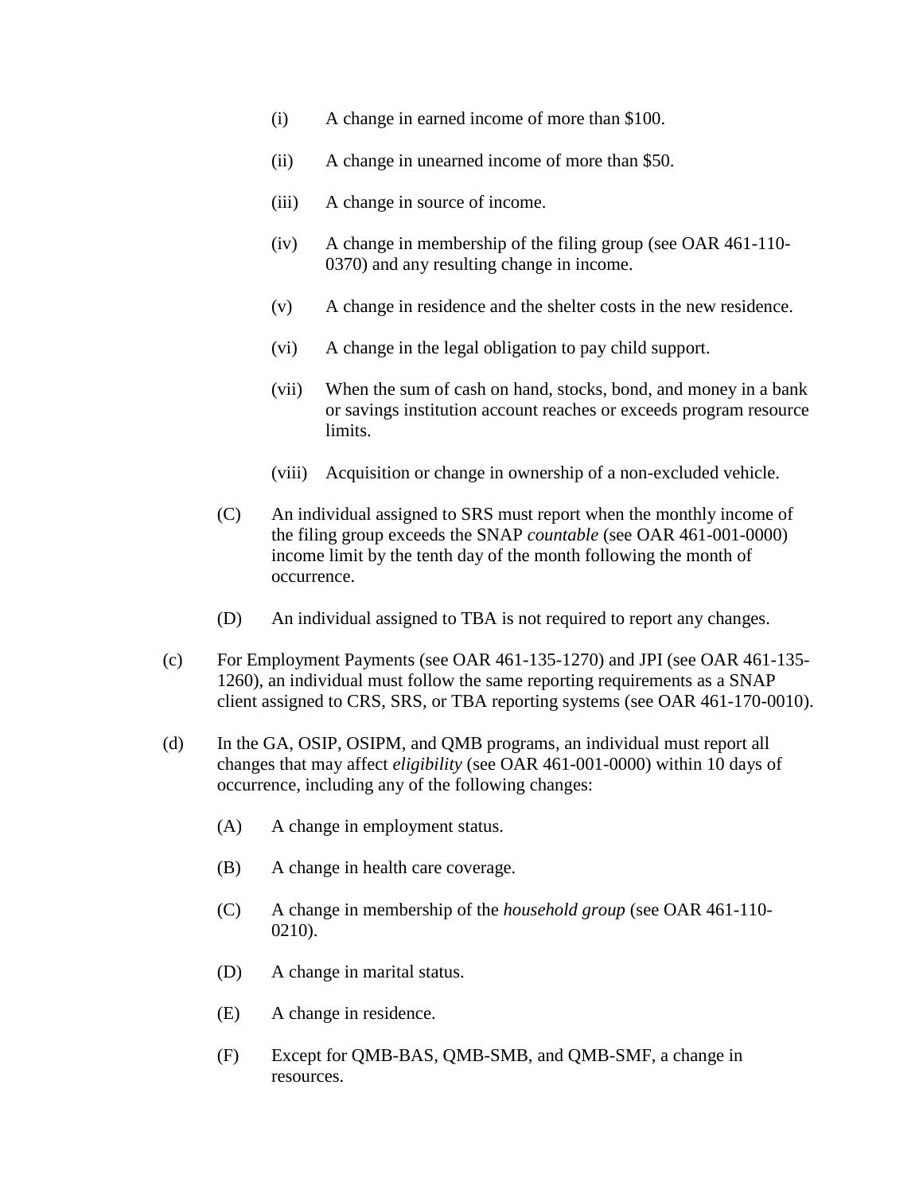(i) A change in earned income of more than $100.

(ii) A change in unearned income of more than $50.

(iii) A change in source of income.

(iv) A change in membership of the filing group (see OAR 461-110-0370) and any resulting change in income.

(v) A change in residence and the shelter costs in the new residence.

(vi) A change in the legal obligation to pay child support.

(vii) When the sum of cash on hand, stocks, bond, and money in a bank or savings institution account reaches or exceeds program resource limits.

(viii) Acquisition or change in ownership of a non-excluded vehicle.

(C) An individual assigned to SRS must report when the monthly income of the filing group exceeds the SNAP *countable* (see OAR 461-001-0000) income limit by the tenth day of the month following the month of occurrence.

(D) An individual assigned to TBA is not required to report any changes.

(c) For Employment Payments (see OAR 461-135-1270) and JPI (see OAR 461-135-1260), an individual must follow the same reporting requirements as a SNAP client assigned to CRS, SRS, or TBA reporting systems (see OAR 461-170-0010).

(d) In the GA, OSIP, OSIPM, and QMB programs, an individual must report all changes that may affect *eligibility* (see OAR 461-001-0000) within 10 days of occurrence, including any of the following changes:

(A) A change in employment status.

(B) A change in health care coverage.

(C) A change in membership of the *household group* (see OAR 461-110-0210).

(D) A change in marital status.

(E) A change in residence.

(F) Except for QMB-BAS, QMB-SMB, and QMB-SMF, a change in resources.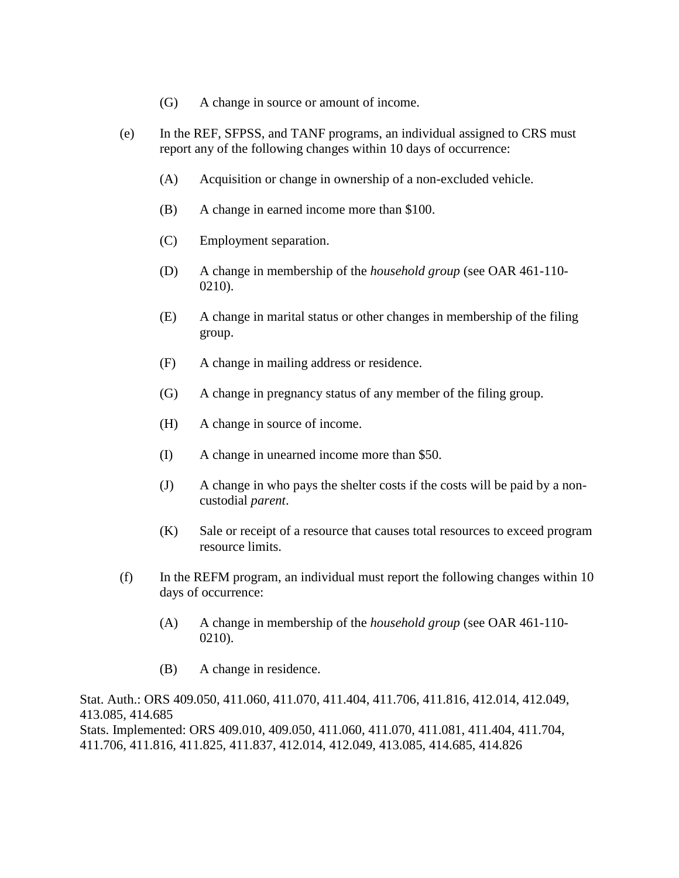(G) A change in source or amount of income.

(e) In the REF, SFPSS, and TANF programs, an individual assigned to CRS must report any of the following changes within 10 days of occurrence:

(A) Acquisition or change in ownership of a non-excluded vehicle.

(B) A change in earned income more than $100.

(C) Employment separation.

(D) A change in membership of the *household group* (see OAR 461-110-0210).

(E) A change in marital status or other changes in membership of the filing group.

(F) A change in mailing address or residence.

(G) A change in pregnancy status of any member of the filing group.

(H) A change in source of income.

(I) A change in unearned income more than $50.

(J) A change in who pays the shelter costs if the costs will be paid by a non-custodial *parent*.

(K) Sale or receipt of a resource that causes total resources to exceed program resource limits.

(f) In the REFM program, an individual must report the following changes within 10 days of occurrence:

(A) A change in membership of the *household group* (see OAR 461-110-0210).

(B) A change in residence.

Stat. Auth.: ORS 409.050, 411.060, 411.070, 411.404, 411.706, 411.816, 412.014, 412.049, 413.085, 414.685
Stats. Implemented: ORS 409.010, 409.050, 411.060, 411.070, 411.081, 411.404, 411.704, 411.706, 411.816, 411.825, 411.837, 412.014, 412.049, 413.085, 414.685, 414.826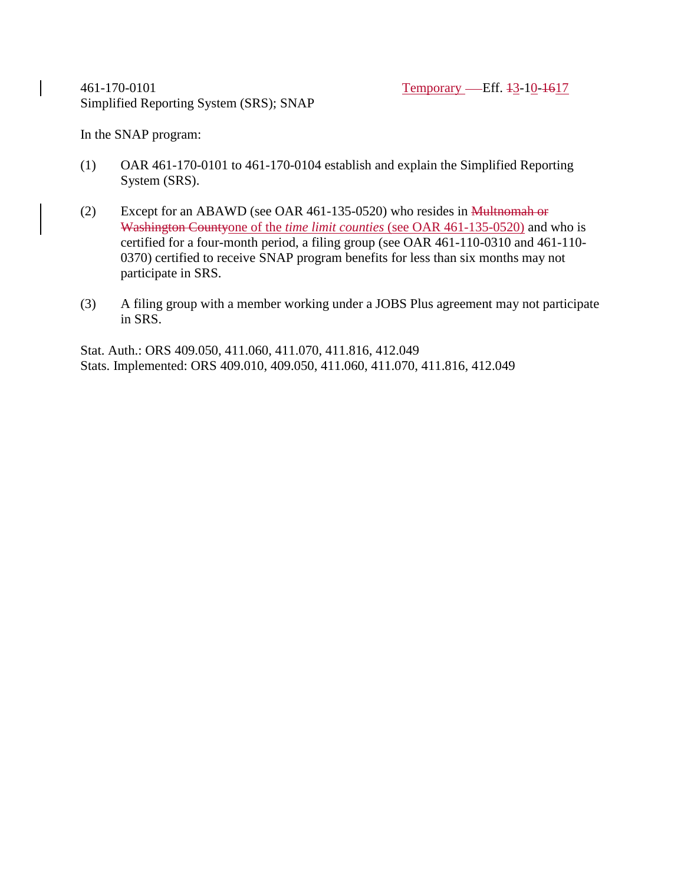461-170-0101 Temporary —Eff. 13-10-1617
Simplified Reporting System (SRS); SNAP

In the SNAP program:

(1) OAR 461-170-0101 to 461-170-0104 establish and explain the Simplified Reporting System (SRS).

(2) Except for an ABAWD (see OAR 461-135-0520) who resides in ~~Multnomah or Washington County~~one of the *time limit counties* (see OAR 461-135-0520) and who is certified for a four-month period, a filing group (see OAR 461-110-0310 and 461-110-0370) certified to receive SNAP program benefits for less than six months may not participate in SRS.

(3) A filing group with a member working under a JOBS Plus agreement may not participate in SRS.

Stat. Auth.: ORS 409.050, 411.060, 411.070, 411.816, 412.049
Stats. Implemented: ORS 409.010, 409.050, 411.060, 411.070, 411.816, 412.049